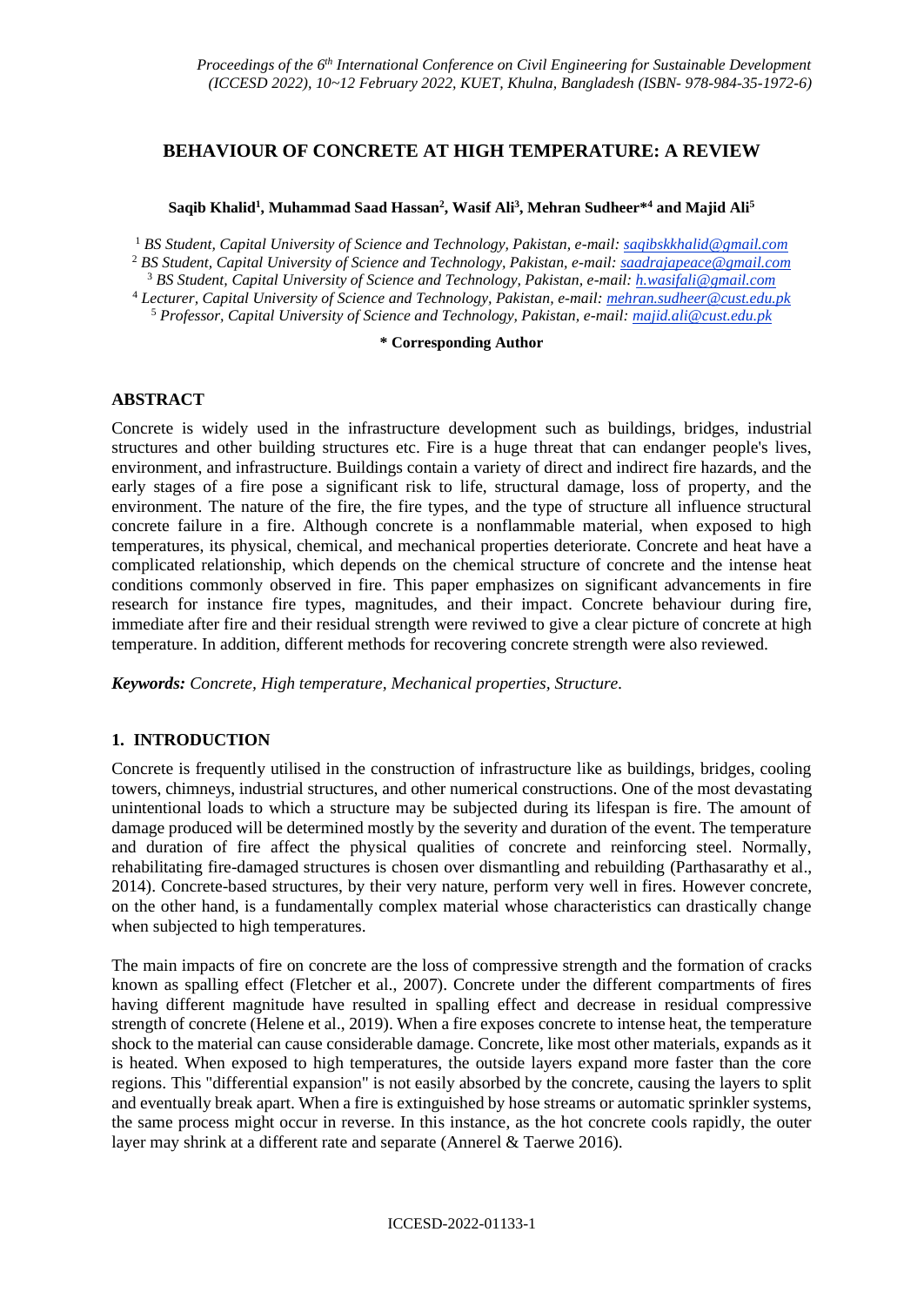# BEHAVIOUR OF CONCRETE AT HIGH TEMPERATURE: A REVIEW

**Saqib Khalid[1], Muhammad Saad Hassan[2], Wasif Ali[3], Mehran Sudheer*[4] and Majid Ali[5]**

[1] *BS Student, Capital University of Science and Technology, Pakistan, e-mail: saqibskkhalid@gmail.com*
[2] *BS Student, Capital University of Science and Technology, Pakistan, e-mail: saadrajapeace@gmail.com*
[3] *BS Student, Capital University of Science and Technology, Pakistan, e-mail: h.wasifali@gmail.com*
[4] *Lecturer, Capital University of Science and Technology, Pakistan, e-mail: mehran.sudheer@cust.edu.pk*
[5] *Professor, Capital University of Science and Technology, Pakistan, e-mail: majid.ali@cust.edu.pk*

**\* Corresponding Author**

## ABSTRACT

Concrete is widely used in the infrastructure development such as buildings, bridges, industrial structures and other building structures etc. Fire is a huge threat that can endanger people's lives, environment, and infrastructure. Buildings contain a variety of direct and indirect fire hazards, and the early stages of a fire pose a significant risk to life, structural damage, loss of property, and the environment. The nature of the fire, the fire types, and the type of structure all influence structural concrete failure in a fire. Although concrete is a nonflammable material, when exposed to high temperatures, its physical, chemical, and mechanical properties deteriorate. Concrete and heat have a complicated relationship, which depends on the chemical structure of concrete and the intense heat conditions commonly observed in fire. This paper emphasizes on significant advancements in fire research for instance fire types, magnitudes, and their impact. Concrete behaviour during fire, immediate after fire and their residual strength were reviwed to give a clear picture of concrete at high temperature. In addition, different methods for recovering concrete strength were also reviewed.

***Keywords:*** *Concrete, High temperature, Mechanical properties, Structure.*

## 1. INTRODUCTION

Concrete is frequently utilised in the construction of infrastructure like as buildings, bridges, cooling towers, chimneys, industrial structures, and other numerical constructions. One of the most devastating unintentional loads to which a structure may be subjected during its lifespan is fire. The amount of damage produced will be determined mostly by the severity and duration of the event. The temperature and duration of fire affect the physical qualities of concrete and reinforcing steel. Normally, rehabilitating fire-damaged structures is chosen over dismantling and rebuilding (Parthasarathy et al., 2014). Concrete-based structures, by their very nature, perform very well in fires. However concrete, on the other hand, is a fundamentally complex material whose characteristics can drastically change when subjected to high temperatures.

The main impacts of fire on concrete are the loss of compressive strength and the formation of cracks known as spalling effect (Fletcher et al., 2007). Concrete under the different compartments of fires having different magnitude have resulted in spalling effect and decrease in residual compressive strength of concrete (Helene et al., 2019). When a fire exposes concrete to intense heat, the temperature shock to the material can cause considerable damage. Concrete, like most other materials, expands as it is heated. When exposed to high temperatures, the outside layers expand more faster than the core regions. This "differential expansion" is not easily absorbed by the concrete, causing the layers to split and eventually break apart. When a fire is extinguished by hose streams or automatic sprinkler systems, the same process might occur in reverse. In this instance, as the hot concrete cools rapidly, the outer layer may shrink at a different rate and separate (Annerel & Taerwe 2016).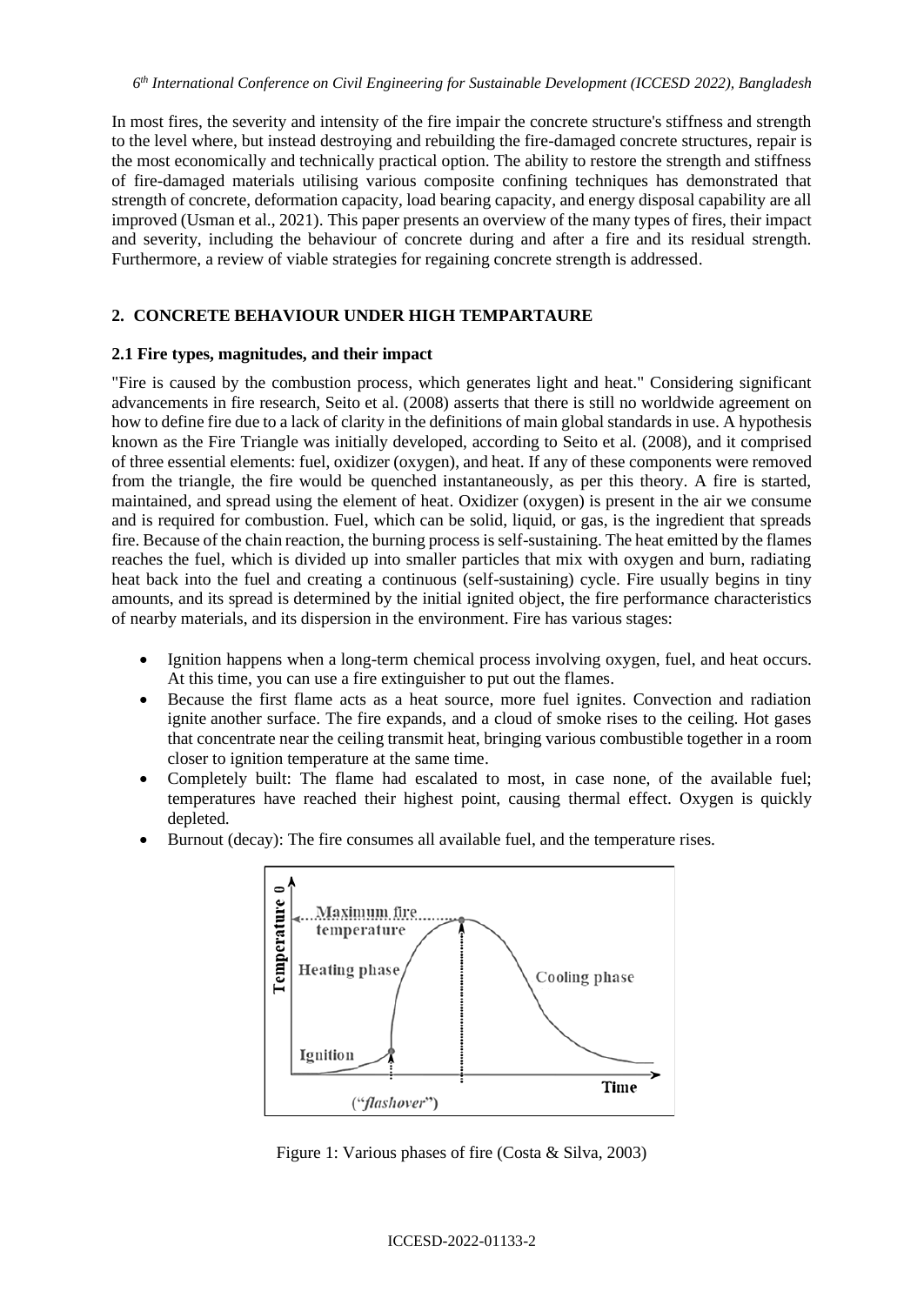In most fires, the severity and intensity of the fire impair the concrete structure's stiffness and strength to the level where, but instead destroying and rebuilding the fire-damaged concrete structures, repair is the most economically and technically practical option. The ability to restore the strength and stiffness of fire-damaged materials utilising various composite confining techniques has demonstrated that strength of concrete, deformation capacity, load bearing capacity, and energy disposal capability are all improved (Usman et al., 2021). This paper presents an overview of the many types of fires, their impact and severity, including the behaviour of concrete during and after a fire and its residual strength. Furthermore, a review of viable strategies for regaining concrete strength is addressed.

## 2. CONCRETE BEHAVIOUR UNDER HIGH TEMPARTAURE

### 2.1 Fire types, magnitudes, and their impact

"Fire is caused by the combustion process, which generates light and heat." Considering significant advancements in fire research, Seito et al. (2008) asserts that there is still no worldwide agreement on how to define fire due to a lack of clarity in the definitions of main global standards in use. A hypothesis known as the Fire Triangle was initially developed, according to Seito et al. (2008), and it comprised of three essential elements: fuel, oxidizer (oxygen), and heat. If any of these components were removed from the triangle, the fire would be quenched instantaneously, as per this theory. A fire is started, maintained, and spread using the element of heat. Oxidizer (oxygen) is present in the air we consume and is required for combustion. Fuel, which can be solid, liquid, or gas, is the ingredient that spreads fire. Because of the chain reaction, the burning process is self-sustaining. The heat emitted by the flames reaches the fuel, which is divided up into smaller particles that mix with oxygen and burn, radiating heat back into the fuel and creating a continuous (self-sustaining) cycle. Fire usually begins in tiny amounts, and its spread is determined by the initial ignited object, the fire performance characteristics of nearby materials, and its dispersion in the environment. Fire has various stages:

- Ignition happens when a long-term chemical process involving oxygen, fuel, and heat occurs. At this time, you can use a fire extinguisher to put out the flames.
- Because the first flame acts as a heat source, more fuel ignites. Convection and radiation ignite another surface. The fire expands, and a cloud of smoke rises to the ceiling. Hot gases that concentrate near the ceiling transmit heat, bringing various combustible together in a room closer to ignition temperature at the same time.
- Completely built: The flame had escalated to most, in case none, of the available fuel; temperatures have reached their highest point, causing thermal effect. Oxygen is quickly depleted.
- Burnout (decay): The fire consumes all available fuel, and the temperature rises.

Figure 1: Various phases of fire (Costa & Silva, 2003)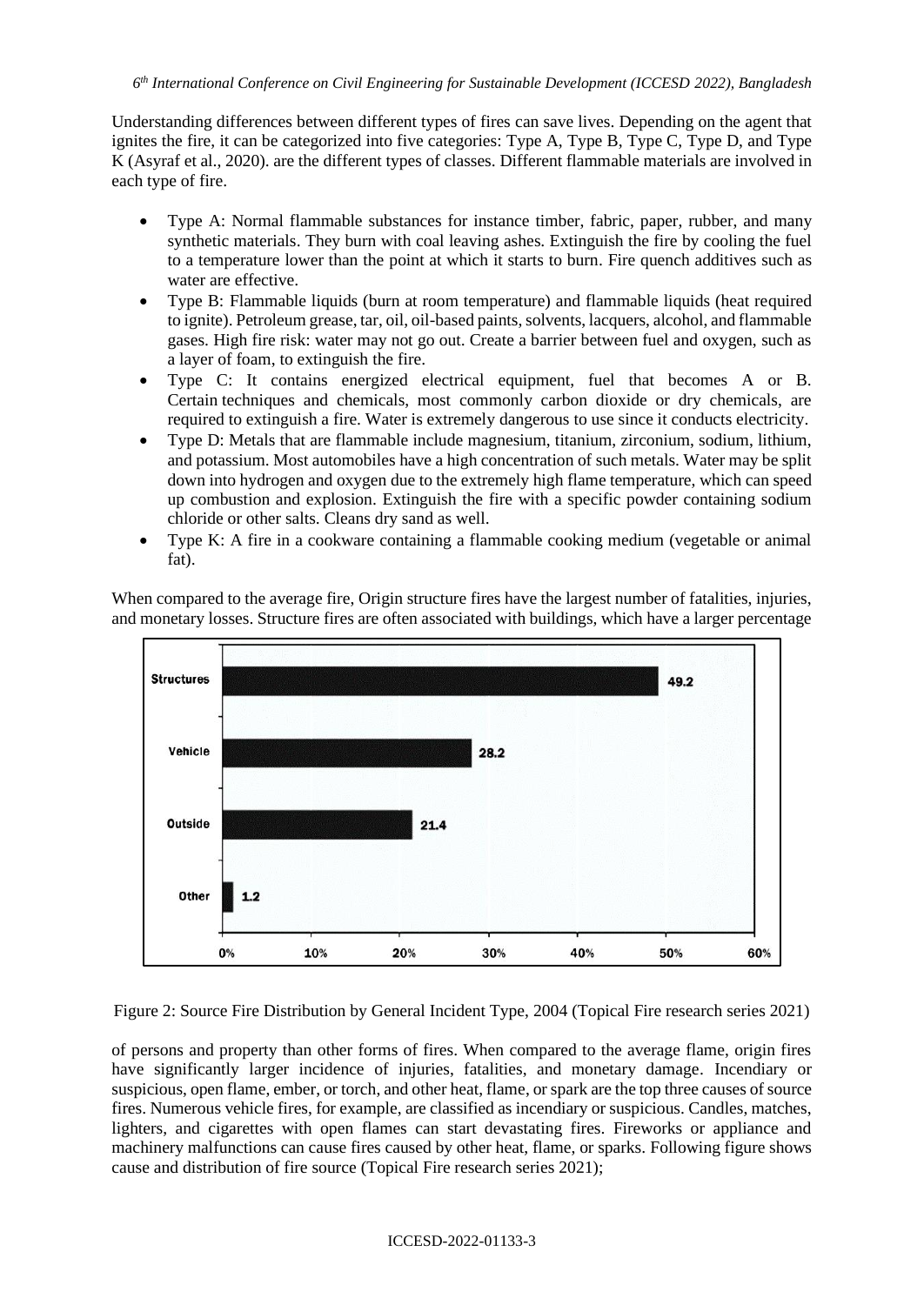Understanding differences between different types of fires can save lives. Depending on the agent that ignites the fire, it can be categorized into five categories: Type A, Type B, Type C, Type D, and Type K (Asyraf et al., 2020). are the different types of classes. Different flammable materials are involved in each type of fire.

- Type A: Normal flammable substances for instance timber, fabric, paper, rubber, and many synthetic materials. They burn with coal leaving ashes. Extinguish the fire by cooling the fuel to a temperature lower than the point at which it starts to burn. Fire quench additives such as water are effective.
- Type B: Flammable liquids (burn at room temperature) and flammable liquids (heat required to ignite). Petroleum grease, tar, oil, oil-based paints, solvents, lacquers, alcohol, and flammable gases. High fire risk: water may not go out. Create a barrier between fuel and oxygen, such as a layer of foam, to extinguish the fire.
- Type C: It contains energized electrical equipment, fuel that becomes A or B. Certain techniques and chemicals, most commonly carbon dioxide or dry chemicals, are required to extinguish a fire. Water is extremely dangerous to use since it conducts electricity.
- Type D: Metals that are flammable include magnesium, titanium, zirconium, sodium, lithium, and potassium. Most automobiles have a high concentration of such metals. Water may be split down into hydrogen and oxygen due to the extremely high flame temperature, which can speed up combustion and explosion. Extinguish the fire with a specific powder containing sodium chloride or other salts. Cleans dry sand as well.
- Type K: A fire in a cookware containing a flammable cooking medium (vegetable or animal fat).

When compared to the average fire, Origin structure fires have the largest number of fatalities, injuries, and monetary losses. Structure fires are often associated with buildings, which have a larger percentage of persons and property than other forms of fires. When compared to the average flame, origin fires have significantly larger incidence of injuries, fatalities, and monetary damage. Incendiary or suspicious, open flame, ember, or torch, and other heat, flame, or spark are the top three causes of source fires. Numerous vehicle fires, for example, are classified as incendiary or suspicious. Candles, matches, lighters, and cigarettes with open flames can start devastating fires. Fireworks or appliance and machinery malfunctions can cause fires caused by other heat, flame, or sparks. Following figure shows cause and distribution of fire source (Topical Fire research series 2021);

| Incident Type | Percentage |
|---|---|
| Structures | 49.2 |
| Vehicle | 28.2 |
| Outside | 21.4 |
| Other | 1.2 |

Figure 2: Source Fire Distribution by General Incident Type, 2004 (Topical Fire research series 2021)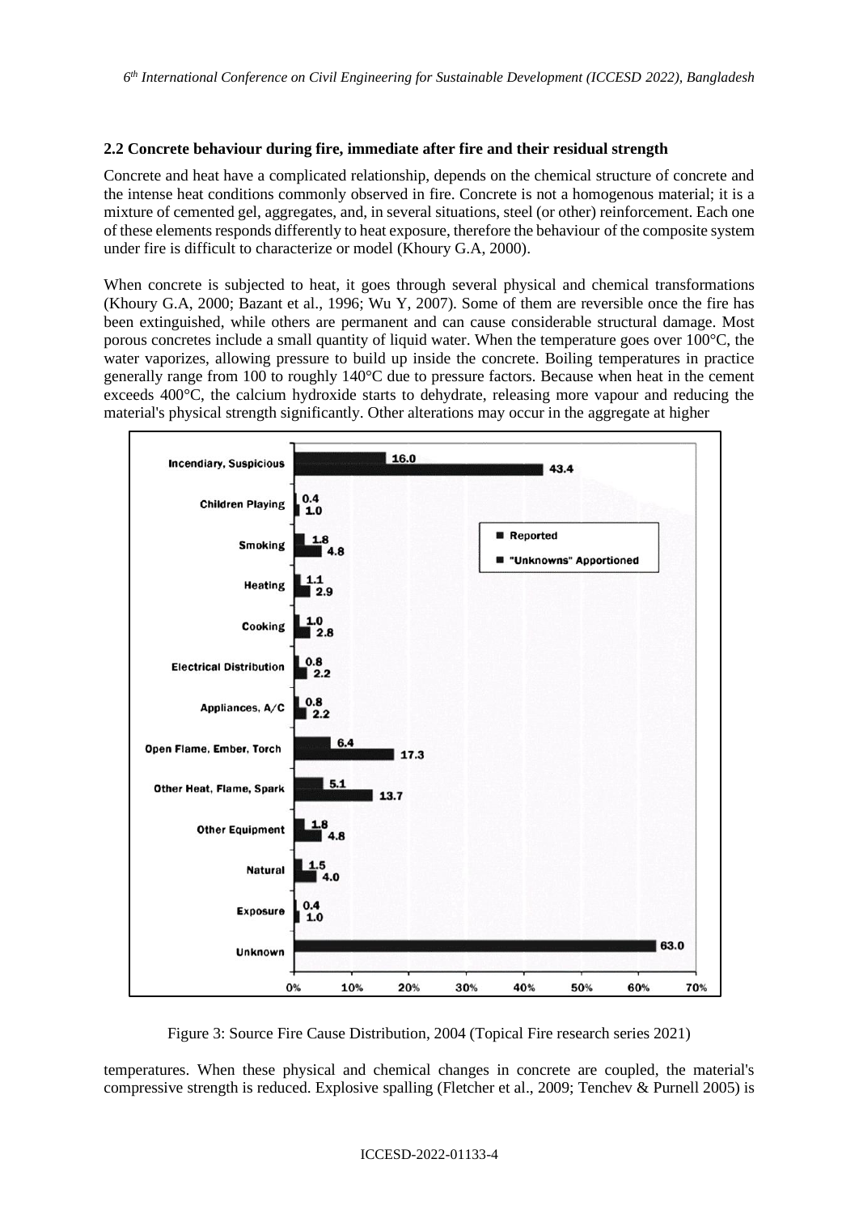### 2.2 Concrete behaviour during fire, immediate after fire and their residual strength

Concrete and heat have a complicated relationship, depends on the chemical structure of concrete and the intense heat conditions commonly observed in fire. Concrete is not a homogenous material; it is a mixture of cemented gel, aggregates, and, in several situations, steel (or other) reinforcement. Each one of these elements responds differently to heat exposure, therefore the behaviour of the composite system under fire is difficult to characterize or model (Khoury G.A, 2000).

When concrete is subjected to heat, it goes through several physical and chemical transformations (Khoury G.A, 2000; Bazant et al., 1996; Wu Y, 2007). Some of them are reversible once the fire has been extinguished, while others are permanent and can cause considerable structural damage. Most porous concretes include a small quantity of liquid water. When the temperature goes over 100°C, the water vaporizes, allowing pressure to build up inside the concrete. Boiling temperatures in practice generally range from 100 to roughly 140°C due to pressure factors. Because when heat in the cement exceeds 400°C, the calcium hydroxide starts to dehydrate, releasing more vapour and reducing the material's physical strength significantly. Other alterations may occur in the aggregate at higher temperatures. When these physical and chemical changes in concrete are coupled, the material's compressive strength is reduced. Explosive spalling (Fletcher et al., 2009; Tenchev & Purnell 2005) is

| Cause | Reported (%) | "Unknowns" Apportioned (%) |
|---|---|---|
| Incendiary, Suspicious | 16.0 | 43.4 |
| Children Playing | 0.4 | 1.0 |
| Smoking | 1.8 | 4.8 |
| Heating | 1.1 | 2.9 |
| Cooking | 1.0 | 2.8 |
| Electrical Distribution | 0.8 | 2.2 |
| Appliances, A/C | 0.8 | 2.2 |
| Open Flame, Ember, Torch | 6.4 | 17.3 |
| Other Heat, Flame, Spark | 5.1 | 13.7 |
| Other Equipment | 1.8 | 4.8 |
| Natural | 1.5 | 4.0 |
| Exposure | 0.4 | 1.0 |
| Unknown | 63.0 | |

Figure 3: Source Fire Cause Distribution, 2004 (Topical Fire research series 2021)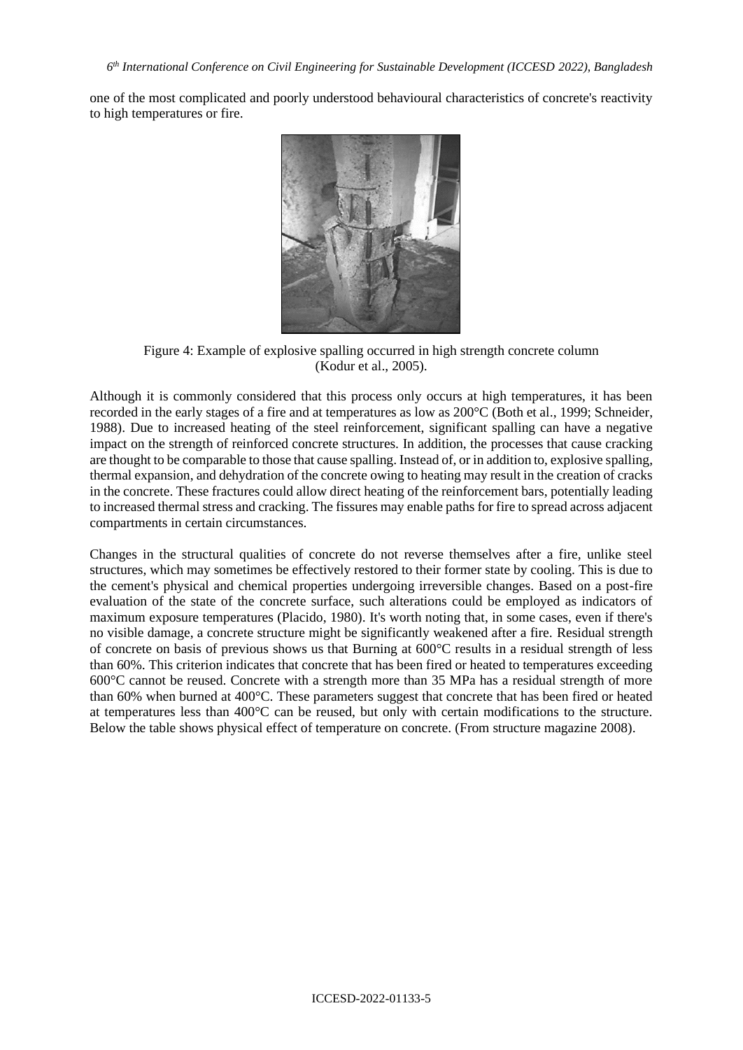one of the most complicated and poorly understood behavioural characteristics of concrete's reactivity to high temperatures or fire.

Figure 4: Example of explosive spalling occurred in high strength concrete column (Kodur et al., 2005).

Although it is commonly considered that this process only occurs at high temperatures, it has been recorded in the early stages of a fire and at temperatures as low as 200°C (Both et al., 1999; Schneider, 1988). Due to increased heating of the steel reinforcement, significant spalling can have a negative impact on the strength of reinforced concrete structures. In addition, the processes that cause cracking are thought to be comparable to those that cause spalling. Instead of, or in addition to, explosive spalling, thermal expansion, and dehydration of the concrete owing to heating may result in the creation of cracks in the concrete. These fractures could allow direct heating of the reinforcement bars, potentially leading to increased thermal stress and cracking. The fissures may enable paths for fire to spread across adjacent compartments in certain circumstances.

Changes in the structural qualities of concrete do not reverse themselves after a fire, unlike steel structures, which may sometimes be effectively restored to their former state by cooling. This is due to the cement's physical and chemical properties undergoing irreversible changes. Based on a post-fire evaluation of the state of the concrete surface, such alterations could be employed as indicators of maximum exposure temperatures (Placido, 1980). It's worth noting that, in some cases, even if there's no visible damage, a concrete structure might be significantly weakened after a fire. Residual strength of concrete on basis of previous shows us that Burning at 600°C results in a residual strength of less than 60%. This criterion indicates that concrete that has been fired or heated to temperatures exceeding 600°C cannot be reused. Concrete with a strength more than 35 MPa has a residual strength of more than 60% when burned at 400°C. These parameters suggest that concrete that has been fired or heated at temperatures less than 400°C can be reused, but only with certain modifications to the structure. Below the table shows physical effect of temperature on concrete. (From structure magazine 2008).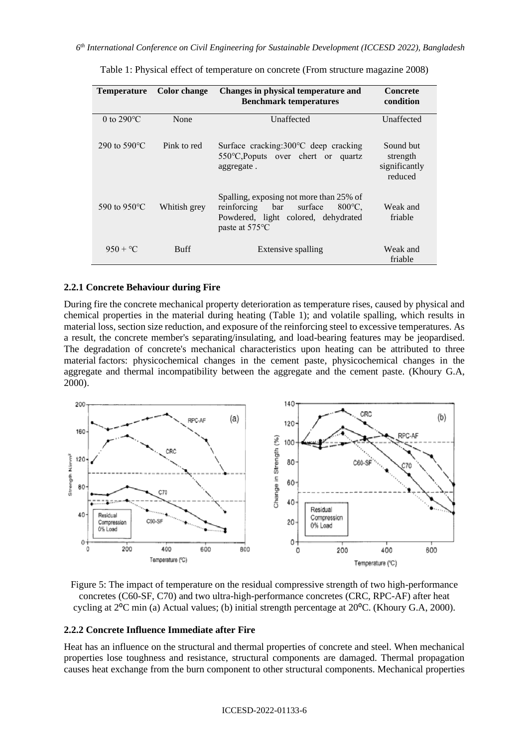Table 1: Physical effect of temperature on concrete (From structure magazine 2008)

| Temperature | Color change | Changes in physical temperature and Benchmark temperatures | Concrete condition |
|---|---|---|---|
| 0 to 290℃ | None | Unaffected | Unaffected |
| 290 to 590℃ | Pink to red | Surface cracking:300℃ deep cracking 550℃,Poputs over chert or quartz aggregate . | Sound but strength significantly reduced |
| 590 to 950℃ | Whitish grey | Spalling, exposing not more than 25% of reinforcing bar surface 800℃, Powdered, light colored, dehydrated paste at 575℃ | Weak and friable |
| 950 + ℃ | Buff | Extensive spalling | Weak and friable |

### 2.2.1 Concrete Behaviour during Fire

During fire the concrete mechanical property deterioration as temperature rises, caused by physical and chemical properties in the material during heating (Table 1); and volatile spalling, which results in material loss, section size reduction, and exposure of the reinforcing steel to excessive temperatures. As a result, the concrete member's separating/insulating, and load-bearing features may be jeopardised. The degradation of concrete's mechanical characteristics upon heating can be attributed to three material factors: physicochemical changes in the cement paste, physicochemical changes in the aggregate and thermal incompatibility between the aggregate and the cement paste. (Khoury G.A, 2000).

Figure 5: The impact of temperature on the residual compressive strength of two high-performance concretes (C60-SF, C70) and two ultra-high-performance concretes (CRC, RPC-AF) after heat cycling at 2°C min (a) Actual values; (b) initial strength percentage at 20°C. (Khoury G.A, 2000).

### 2.2.2 Concrete Influence Immediate after Fire

Heat has an influence on the structural and thermal properties of concrete and steel. When mechanical properties lose toughness and resistance, structural components are damaged. Thermal propagation causes heat exchange from the burn component to other structural components. Mechanical properties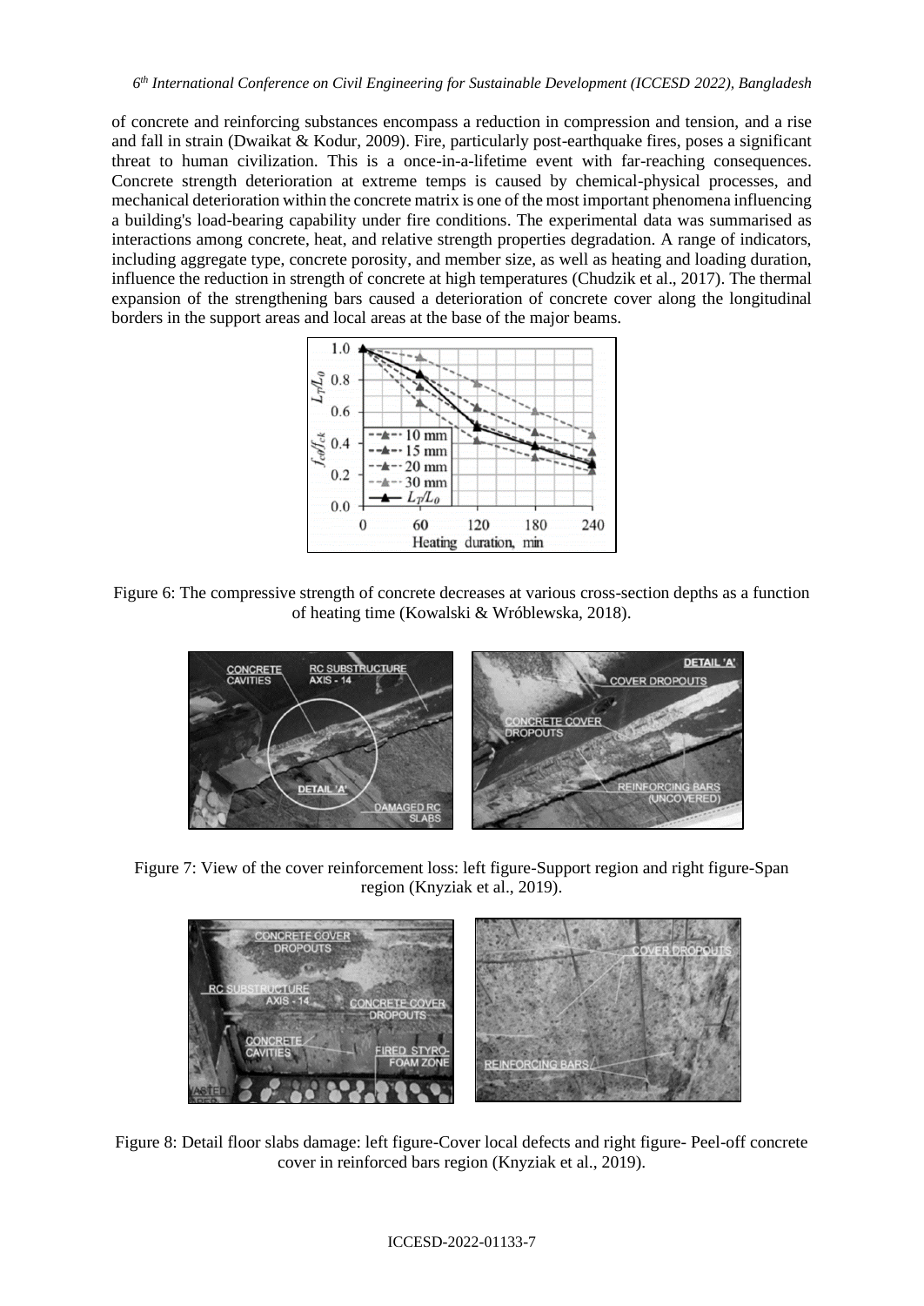of concrete and reinforcing substances encompass a reduction in compression and tension, and a rise and fall in strain (Dwaikat & Kodur, 2009). Fire, particularly post-earthquake fires, poses a significant threat to human civilization. This is a once-in-a-lifetime event with far-reaching consequences. Concrete strength deterioration at extreme temps is caused by chemical-physical processes, and mechanical deterioration within the concrete matrix is one of the most important phenomena influencing a building's load-bearing capability under fire conditions. The experimental data was summarised as interactions among concrete, heat, and relative strength properties degradation. A range of indicators, including aggregate type, concrete porosity, and member size, as well as heating and loading duration, influence the reduction in strength of concrete at high temperatures (Chudzik et al., 2017). The thermal expansion of the strengthening bars caused a deterioration of concrete cover along the longitudinal borders in the support areas and local areas at the base of the major beams.

Figure 6: The compressive strength of concrete decreases at various cross-section depths as a function of heating time (Kowalski & Wróblewska, 2018).

Figure 7: View of the cover reinforcement loss: left figure-Support region and right figure-Span region (Knyziak et al., 2019).

Figure 8: Detail floor slabs damage: left figure-Cover local defects and right figure- Peel-off concrete cover in reinforced bars region (Knyziak et al., 2019).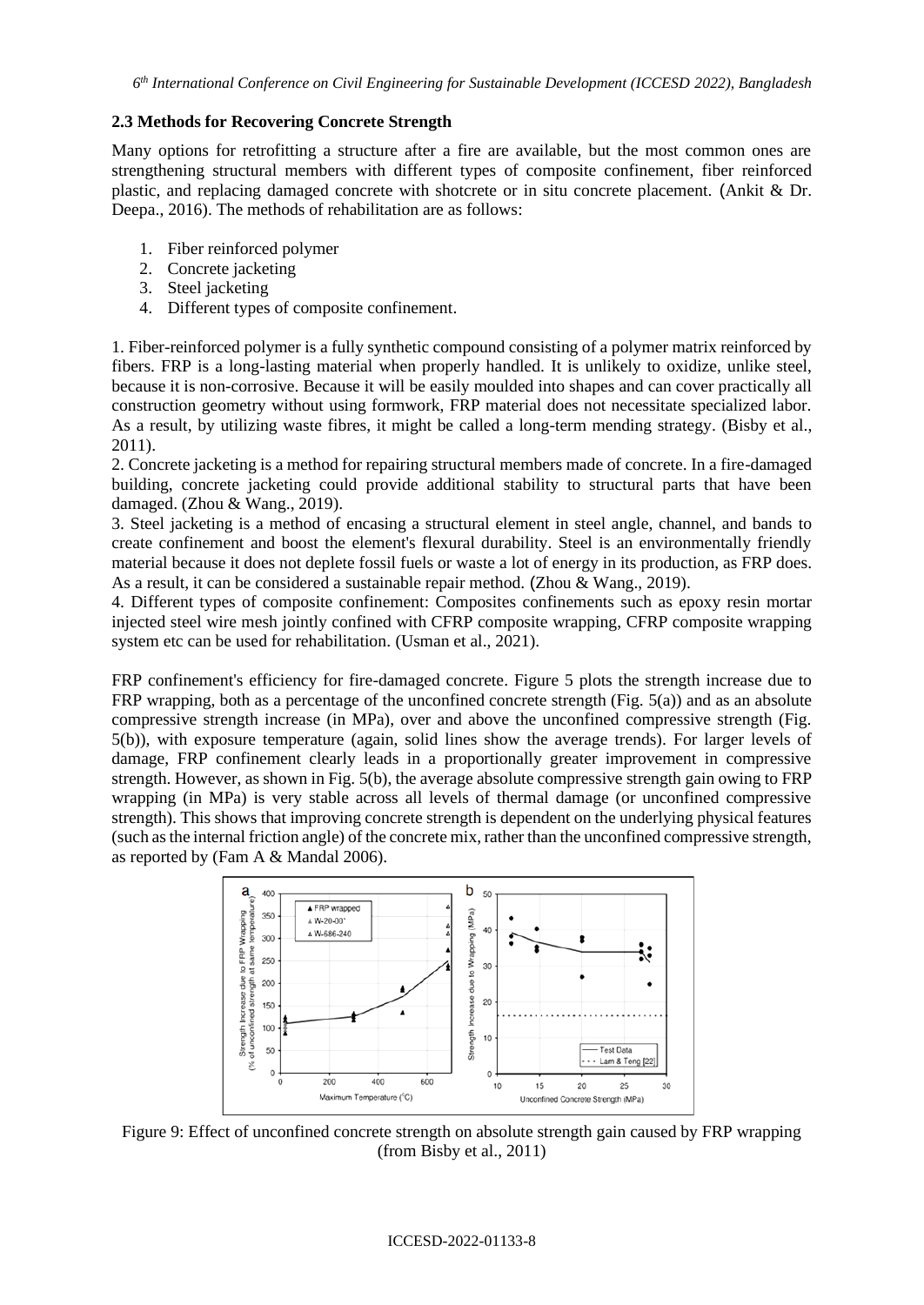### 2.3 Methods for Recovering Concrete Strength

Many options for retrofitting a structure after a fire are available, but the most common ones are strengthening structural members with different types of composite confinement, fiber reinforced plastic, and replacing damaged concrete with shotcrete or in situ concrete placement. (Ankit & Dr. Deepa., 2016). The methods of rehabilitation are as follows:

1. Fiber reinforced polymer
2. Concrete jacketing
3. Steel jacketing
4. Different types of composite confinement.

1. Fiber-reinforced polymer is a fully synthetic compound consisting of a polymer matrix reinforced by fibers. FRP is a long-lasting material when properly handled. It is unlikely to oxidize, unlike steel, because it is non-corrosive. Because it will be easily moulded into shapes and can cover practically all construction geometry without using formwork, FRP material does not necessitate specialized labor. As a result, by utilizing waste fibres, it might be called a long-term mending strategy. (Bisby et al., 2011).

2. Concrete jacketing is a method for repairing structural members made of concrete. In a fire-damaged building, concrete jacketing could provide additional stability to structural parts that have been damaged. (Zhou & Wang., 2019).

3. Steel jacketing is a method of encasing a structural element in steel angle, channel, and bands to create confinement and boost the element's flexural durability. Steel is an environmentally friendly material because it does not deplete fossil fuels or waste a lot of energy in its production, as FRP does. As a result, it can be considered a sustainable repair method. (Zhou & Wang., 2019).

4. Different types of composite confinement: Composites confinements such as epoxy resin mortar injected steel wire mesh jointly confined with CFRP composite wrapping, CFRP composite wrapping system etc can be used for rehabilitation. (Usman et al., 2021).

FRP confinement's efficiency for fire-damaged concrete. Figure 5 plots the strength increase due to FRP wrapping, both as a percentage of the unconfined concrete strength (Fig. 5(a)) and as an absolute compressive strength increase (in MPa), over and above the unconfined compressive strength (Fig. 5(b)), with exposure temperature (again, solid lines show the average trends). For larger levels of damage, FRP confinement clearly leads in a proportionally greater improvement in compressive strength. However, as shown in Fig. 5(b), the average absolute compressive strength gain owing to FRP wrapping (in MPa) is very stable across all levels of thermal damage (or unconfined compressive strength). This shows that improving concrete strength is dependent on the underlying physical features (such as the internal friction angle) of the concrete mix, rather than the unconfined compressive strength, as reported by (Fam A & Mandal 2006).

Figure 9: Effect of unconfined concrete strength on absolute strength gain caused by FRP wrapping (from Bisby et al., 2011)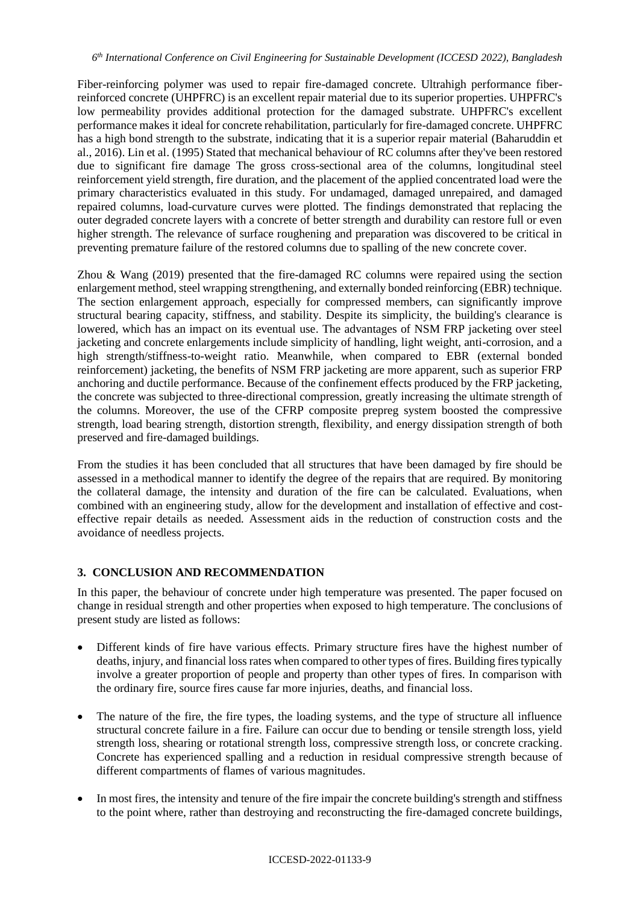Fiber-reinforcing polymer was used to repair fire-damaged concrete. Ultrahigh performance fiber-reinforced concrete (UHPFRC) is an excellent repair material due to its superior properties. UHPFRC's low permeability provides additional protection for the damaged substrate. UHPFRC's excellent performance makes it ideal for concrete rehabilitation, particularly for fire-damaged concrete. UHPFRC has a high bond strength to the substrate, indicating that it is a superior repair material (Baharuddin et al., 2016). Lin et al. (1995) Stated that mechanical behaviour of RC columns after they've been restored due to significant fire damage The gross cross-sectional area of the columns, longitudinal steel reinforcement yield strength, fire duration, and the placement of the applied concentrated load were the primary characteristics evaluated in this study. For undamaged, damaged unrepaired, and damaged repaired columns, load-curvature curves were plotted. The findings demonstrated that replacing the outer degraded concrete layers with a concrete of better strength and durability can restore full or even higher strength. The relevance of surface roughening and preparation was discovered to be critical in preventing premature failure of the restored columns due to spalling of the new concrete cover.

Zhou & Wang (2019) presented that the fire-damaged RC columns were repaired using the section enlargement method, steel wrapping strengthening, and externally bonded reinforcing (EBR) technique. The section enlargement approach, especially for compressed members, can significantly improve structural bearing capacity, stiffness, and stability. Despite its simplicity, the building's clearance is lowered, which has an impact on its eventual use. The advantages of NSM FRP jacketing over steel jacketing and concrete enlargements include simplicity of handling, light weight, anti-corrosion, and a high strength/stiffness-to-weight ratio. Meanwhile, when compared to EBR (external bonded reinforcement) jacketing, the benefits of NSM FRP jacketing are more apparent, such as superior FRP anchoring and ductile performance. Because of the confinement effects produced by the FRP jacketing, the concrete was subjected to three-directional compression, greatly increasing the ultimate strength of the columns. Moreover, the use of the CFRP composite prepreg system boosted the compressive strength, load bearing strength, distortion strength, flexibility, and energy dissipation strength of both preserved and fire-damaged buildings.

From the studies it has been concluded that all structures that have been damaged by fire should be assessed in a methodical manner to identify the degree of the repairs that are required. By monitoring the collateral damage, the intensity and duration of the fire can be calculated. Evaluations, when combined with an engineering study, allow for the development and installation of effective and cost-effective repair details as needed. Assessment aids in the reduction of construction costs and the avoidance of needless projects.

## 3. CONCLUSION AND RECOMMENDATION

In this paper, the behaviour of concrete under high temperature was presented. The paper focused on change in residual strength and other properties when exposed to high temperature. The conclusions of present study are listed as follows:

- Different kinds of fire have various effects. Primary structure fires have the highest number of deaths, injury, and financial loss rates when compared to other types of fires. Building fires typically involve a greater proportion of people and property than other types of fires. In comparison with the ordinary fire, source fires cause far more injuries, deaths, and financial loss.

- The nature of the fire, the fire types, the loading systems, and the type of structure all influence structural concrete failure in a fire. Failure can occur due to bending or tensile strength loss, yield strength loss, shearing or rotational strength loss, compressive strength loss, or concrete cracking. Concrete has experienced spalling and a reduction in residual compressive strength because of different compartments of flames of various magnitudes.

- In most fires, the intensity and tenure of the fire impair the concrete building's strength and stiffness to the point where, rather than destroying and reconstructing the fire-damaged concrete buildings,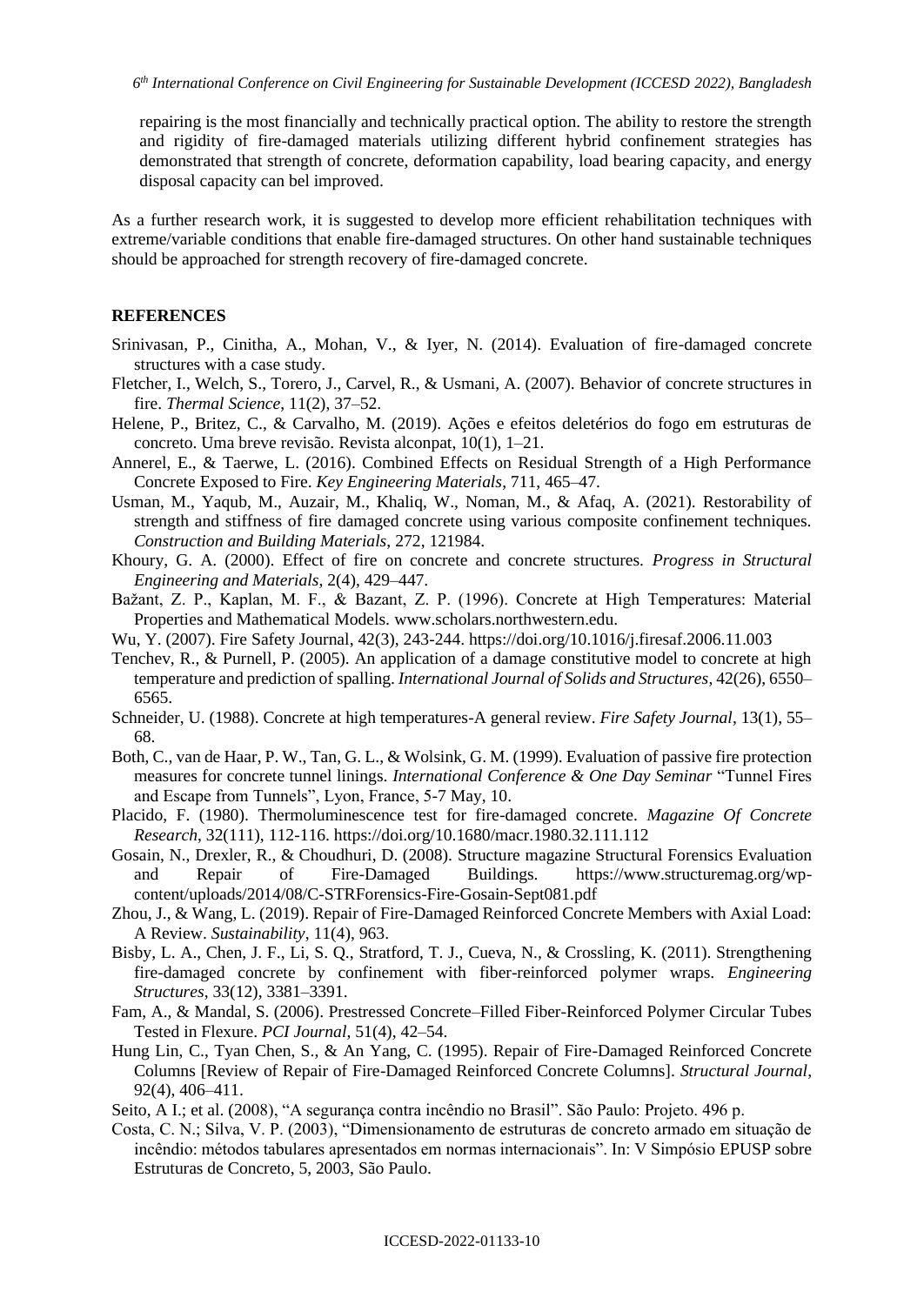repairing is the most financially and technically practical option. The ability to restore the strength and rigidity of fire-damaged materials utilizing different hybrid confinement strategies has demonstrated that strength of concrete, deformation capability, load bearing capacity, and energy disposal capacity can bel improved.

As a further research work, it is suggested to develop more efficient rehabilitation techniques with extreme/variable conditions that enable fire-damaged structures. On other hand sustainable techniques should be approached for strength recovery of fire-damaged concrete.

## REFERENCES

Srinivasan, P., Cinitha, A., Mohan, V., & Iyer, N. (2014). Evaluation of fire-damaged concrete structures with a case study.

Fletcher, I., Welch, S., Torero, J., Carvel, R., & Usmani, A. (2007). Behavior of concrete structures in fire. *Thermal Science*, 11(2), 37–52.

Helene, P., Britez, C., & Carvalho, M. (2019). Ações e efeitos deletérios do fogo em estruturas de concreto. Uma breve revisão. Revista alconpat, 10(1), 1–21.

Annerel, E., & Taerwe, L. (2016). Combined Effects on Residual Strength of a High Performance Concrete Exposed to Fire. *Key Engineering Materials*, 711, 465–47.

Usman, M., Yaqub, M., Auzair, M., Khaliq, W., Noman, M., & Afaq, A. (2021). Restorability of strength and stiffness of fire damaged concrete using various composite confinement techniques. *Construction and Building Materials*, 272, 121984.

Khoury, G. A. (2000). Effect of fire on concrete and concrete structures. *Progress in Structural Engineering and Materials*, 2(4), 429–447.

Bažant, Z. P., Kaplan, M. F., & Bazant, Z. P. (1996). Concrete at High Temperatures: Material Properties and Mathematical Models. www.scholars.northwestern.edu.

Wu, Y. (2007). Fire Safety Journal, 42(3), 243-244. https://doi.org/10.1016/j.firesaf.2006.11.003

Tenchev, R., & Purnell, P. (2005). An application of a damage constitutive model to concrete at high temperature and prediction of spalling. *International Journal of Solids and Structures*, 42(26), 6550–6565.

Schneider, U. (1988). Concrete at high temperatures-A general review. *Fire Safety Journal*, 13(1), 55–68.

Both, C., van de Haar, P. W., Tan, G. L., & Wolsink, G. M. (1999). Evaluation of passive fire protection measures for concrete tunnel linings. *International Conference & One Day Seminar* "Tunnel Fires and Escape from Tunnels", Lyon, France, 5-7 May, 10.

Placido, F. (1980). Thermoluminescence test for fire-damaged concrete. *Magazine Of Concrete Research*, 32(111), 112-116. https://doi.org/10.1680/macr.1980.32.111.112

Gosain, N., Drexler, R., & Choudhuri, D. (2008). Structure magazine Structural Forensics Evaluation and Repair of Fire-Damaged Buildings. https://www.structuremag.org/wp-content/uploads/2014/08/C-STRForensics-Fire-Gosain-Sept081.pdf

Zhou, J., & Wang, L. (2019). Repair of Fire-Damaged Reinforced Concrete Members with Axial Load: A Review. *Sustainability*, 11(4), 963.

Bisby, L. A., Chen, J. F., Li, S. Q., Stratford, T. J., Cueva, N., & Crossling, K. (2011). Strengthening fire-damaged concrete by confinement with fiber-reinforced polymer wraps. *Engineering Structures*, 33(12), 3381–3391.

Fam, A., & Mandal, S. (2006). Prestressed Concrete–Filled Fiber-Reinforced Polymer Circular Tubes Tested in Flexure. *PCI Journal*, 51(4), 42–54.

Hung Lin, C., Tyan Chen, S., & An Yang, C. (1995). Repair of Fire-Damaged Reinforced Concrete Columns [Review of Repair of Fire-Damaged Reinforced Concrete Columns]. *Structural Journal*, 92(4), 406–411.

Seito, A I.; et al. (2008), "A segurança contra incêndio no Brasil". São Paulo: Projeto. 496 p.

Costa, C. N.; Silva, V. P. (2003), "Dimensionamento de estruturas de concreto armado em situação de incêndio: métodos tabulares apresentados em normas internacionais". In: V Simpósio EPUSP sobre Estruturas de Concreto, 5, 2003, São Paulo.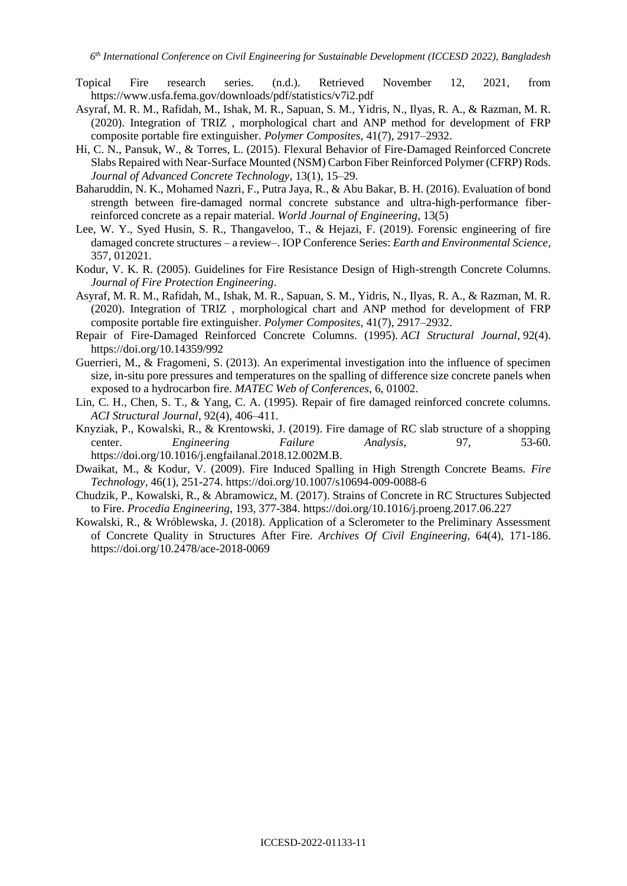Topical Fire research series. (n.d.). Retrieved November 12, 2021, from https://www.usfa.fema.gov/downloads/pdf/statistics/v7i2.pdf

Asyraf, M. R. M., Rafidah, M., Ishak, M. R., Sapuan, S. M., Yidris, N., Ilyas, R. A., & Razman, M. R. (2020). Integration of TRIZ , morphological chart and ANP method for development of FRP composite portable fire extinguisher. *Polymer Composites*, 41(7), 2917–2932.

Hi, C. N., Pansuk, W., & Torres, L. (2015). Flexural Behavior of Fire-Damaged Reinforced Concrete Slabs Repaired with Near-Surface Mounted (NSM) Carbon Fiber Reinforced Polymer (CFRP) Rods. *Journal of Advanced Concrete Technology*, 13(1), 15–29.

Baharuddin, N. K., Mohamed Nazri, F., Putra Jaya, R., & Abu Bakar, B. H. (2016). Evaluation of bond strength between fire-damaged normal concrete substance and ultra-high-performance fiber-reinforced concrete as a repair material. *World Journal of Engineering*, 13(5)

Lee, W. Y., Syed Husin, S. R., Thangaveloo, T., & Hejazi, F. (2019). Forensic engineering of fire damaged concrete structures – a review–. IOP Conference Series: *Earth and Environmental Science*, 357, 012021.

Kodur, V. K. R. (2005). Guidelines for Fire Resistance Design of High-strength Concrete Columns. *Journal of Fire Protection Engineering*.

Asyraf, M. R. M., Rafidah, M., Ishak, M. R., Sapuan, S. M., Yidris, N., Ilyas, R. A., & Razman, M. R. (2020). Integration of TRIZ , morphological chart and ANP method for development of FRP composite portable fire extinguisher. *Polymer Composites*, 41(7), 2917–2932.

Repair of Fire-Damaged Reinforced Concrete Columns. (1995). *ACI Structural Journal*, 92(4). https://doi.org/10.14359/992

Guerrieri, M., & Fragomeni, S. (2013). An experimental investigation into the influence of specimen size, in-situ pore pressures and temperatures on the spalling of difference size concrete panels when exposed to a hydrocarbon fire. *MATEC Web of Conferences*, 6, 01002.

Lin, C. H., Chen, S. T., & Yang, C. A. (1995). Repair of fire damaged reinforced concrete columns. *ACI Structural Journal*, 92(4), 406–411.

Knyziak, P., Kowalski, R., & Krentowski, J. (2019). Fire damage of RC slab structure of a shopping center. *Engineering Failure Analysis*, 97, 53-60. https://doi.org/10.1016/j.engfailanal.2018.12.002M.B.

Dwaikat, M., & Kodur, V. (2009). Fire Induced Spalling in High Strength Concrete Beams. *Fire Technology*, 46(1), 251-274. https://doi.org/10.1007/s10694-009-0088-6

Chudzik, P., Kowalski, R., & Abramowicz, M. (2017). Strains of Concrete in RC Structures Subjected to Fire. *Procedia Engineering*, 193, 377-384. https://doi.org/10.1016/j.proeng.2017.06.227

Kowalski, R., & Wróblewska, J. (2018). Application of a Sclerometer to the Preliminary Assessment of Concrete Quality in Structures After Fire. *Archives Of Civil Engineering*, 64(4), 171-186. https://doi.org/10.2478/ace-2018-0069